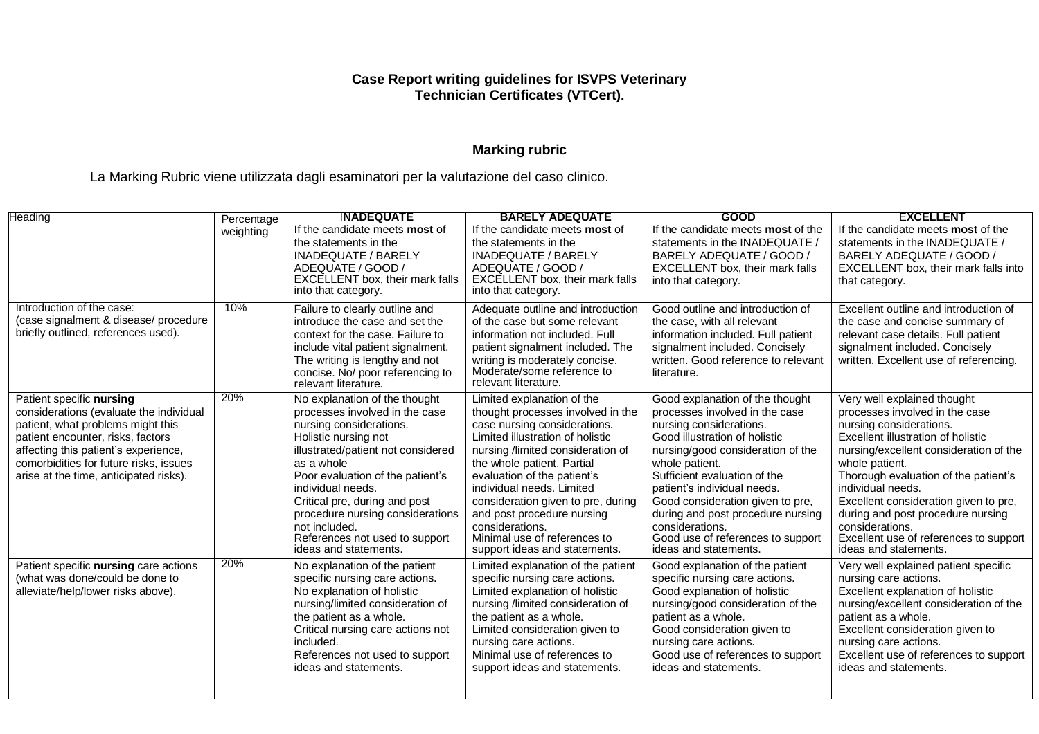**Case Report writing guidelines for ISVPS Veterinary Technician Certificates (VTCert).**

**Marking rubric**

La Marking Rubric viene utilizzata dagli esaminatori per la valutazione del caso clinico.

| Heading | Percentage weighting | **INADEQUATE**<br>If the candidate meets **most** of the statements in the INADEQUATE / BARELY ADEQUATE / GOOD / EXCELLENT box, their mark falls into that category. | **BARELY ADEQUATE**<br>If the candidate meets **most** of the statements in the INADEQUATE / BARELY ADEQUATE / GOOD / EXCELLENT box, their mark falls into that category. | **GOOD**<br>If the candidate meets **most** of the statements in the INADEQUATE / BARELY ADEQUATE / GOOD / EXCELLENT box, their mark falls into that category. | **EXCELLENT**<br>If the candidate meets **most** of the statements in the INADEQUATE / BARELY ADEQUATE / GOOD / EXCELLENT box, their mark falls into that category. |
|---|---|---|---|---|---|
| Introduction of the case:<br>(case signalment & disease/ procedure briefly outlined, references used). | 10% | Failure to clearly outline and introduce the case and set the context for the case. Failure to include vital patient signalment. The writing is lengthy and not concise. No/ poor referencing to relevant literature. | Adequate outline and introduction of the case but some relevant information not included. Full patient signalment included. The writing is moderately concise. Moderate/some reference to relevant literature. | Good outline and introduction of the case, with all relevant information included. Full patient signalment included. Concisely written. Good reference to relevant literature. | Excellent outline and introduction of the case and concise summary of relevant case details. Full patient signalment included. Concisely written. Excellent use of referencing. |
| Patient specific **nursing** considerations (evaluate the individual patient, what problems might this patient encounter, risks, factors affecting this patient's experience, comorbidities for future risks, issues arise at the time, anticipated risks). | 20% | No explanation of the thought processes involved in the case nursing considerations.<br>Holistic nursing not illustrated/patient not considered as a whole<br>Poor evaluation of the patient's individual needs.<br>Critical pre, during and post procedure nursing considerations not included.<br>References not used to support ideas and statements. | Limited explanation of the thought processes involved in the case nursing considerations.<br>Limited illustration of holistic nursing /limited consideration of the whole patient. Partial evaluation of the patient's individual needs. Limited consideration given to pre, during and post procedure nursing considerations.<br>Minimal use of references to support ideas and statements. | Good explanation of the thought processes involved in the case nursing considerations.<br>Good illustration of holistic nursing/good consideration of the whole patient.<br>Sufficient evaluation of the patient's individual needs.<br>Good consideration given to pre, during and post procedure nursing considerations.<br>Good use of references to support ideas and statements. | Very well explained thought processes involved in the case nursing considerations.<br>Excellent illustration of holistic nursing/excellent consideration of the whole patient.<br>Thorough evaluation of the patient's individual needs.<br>Excellent consideration given to pre, during and post procedure nursing considerations.<br>Excellent use of references to support ideas and statements. |
| Patient specific **nursing** care actions (what was done/could be done to alleviate/help/lower risks above). | 20% | No explanation of the patient specific nursing care actions.<br>No explanation of holistic nursing/limited consideration of the patient as a whole.<br>Critical nursing care actions not included.<br>References not used to support ideas and statements. | Limited explanation of the patient specific nursing care actions.<br>Limited explanation of holistic nursing /limited consideration of the patient as a whole.<br>Limited consideration given to nursing care actions.<br>Minimal use of references to support ideas and statements. | Good explanation of the patient specific nursing care actions.<br>Good explanation of holistic nursing/good consideration of the patient as a whole.<br>Good consideration given to nursing care actions.<br>Good use of references to support ideas and statements. | Very well explained patient specific nursing care actions.<br>Excellent explanation of holistic nursing/excellent consideration of the patient as a whole.<br>Excellent consideration given to nursing care actions.<br>Excellent use of references to support ideas and statements. |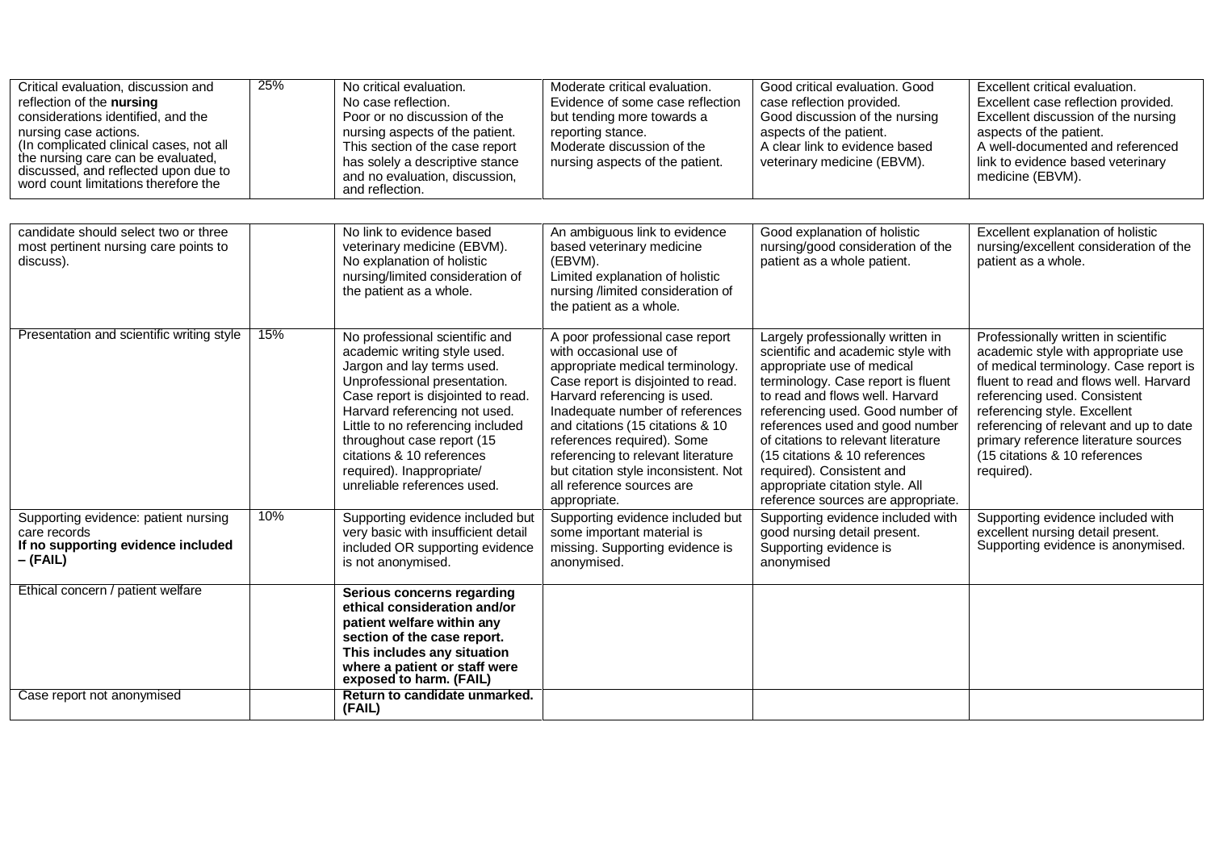| | | | | | |
|---|---|---|---|---|---|
| Critical evaluation, discussion and reflection of the **nursing** considerations identified, and the nursing case actions. (In complicated clinical cases, not all the nursing care can be evaluated, discussed, and reflected upon due to word count limitations therefore the candidate should select two or three most pertinent nursing care points to discuss). | 25% | No critical evaluation. No case reflection. Poor or no discussion of the nursing aspects of the patient. This section of the case report has solely a descriptive stance and no evaluation, discussion, and reflection. No link to evidence based veterinary medicine (EBVM). No explanation of holistic nursing/limited consideration of the patient as a whole. | Moderate critical evaluation. Evidence of some case reflection but tending more towards a reporting stance. Moderate discussion of the nursing aspects of the patient. An ambiguous link to evidence based veterinary medicine (EBVM). Limited explanation of holistic nursing /limited consideration of the patient as a whole. | Good critical evaluation. Good case reflection provided. Good discussion of the nursing aspects of the patient. A clear link to evidence based veterinary medicine (EBVM). Good explanation of holistic nursing/good consideration of the patient as a whole patient. | Excellent critical evaluation. Excellent case reflection provided. Excellent discussion of the nursing aspects of the patient. A well-documented and referenced link to evidence based veterinary medicine (EBVM). Excellent explanation of holistic nursing/excellent consideration of the patient as a whole. |
| Presentation and scientific writing style | 15% | No professional scientific and academic writing style used. Jargon and lay terms used. Unprofessional presentation. Case report is disjointed to read. Harvard referencing not used. Little to no referencing included throughout case report (15 citations & 10 references required). Inappropriate/ unreliable references used. | A poor professional case report with occasional use of appropriate medical terminology. Case report is disjointed to read. Harvard referencing is used. Inadequate number of references and citations (15 citations & 10 references required). Some referencing to relevant literature but citation style inconsistent. Not all reference sources are appropriate. | Largely professionally written in scientific and academic style with appropriate use of medical terminology. Case report is fluent to read and flows well. Harvard referencing used. Good number of references used and good number of citations to relevant literature (15 citations & 10 references required). Consistent and appropriate citation style. All reference sources are appropriate. | Professionally written in scientific academic style with appropriate use of medical terminology. Case report is fluent to read and flows well. Harvard referencing used. Consistent referencing style. Excellent referencing of relevant and up to date primary reference literature sources (15 citations & 10 references required). |
| Supporting evidence: patient nursing care records **If no supporting evidence included – (FAIL)** | 10% | Supporting evidence included but very basic with insufficient detail included OR supporting evidence is not anonymised. | Supporting evidence included but some important material is missing. Supporting evidence is anonymised. | Supporting evidence included with good nursing detail present. Supporting evidence is anonymised | Supporting evidence included with excellent nursing detail present. Supporting evidence is anonymised. |
| Ethical concern / patient welfare | | **Serious concerns regarding ethical consideration and/or patient welfare within any section of the case report. This includes any situation where a patient or staff were exposed to harm. (FAIL)** | | | |
| Case report not anonymised | | **Return to candidate unmarked. (FAIL)** | | | |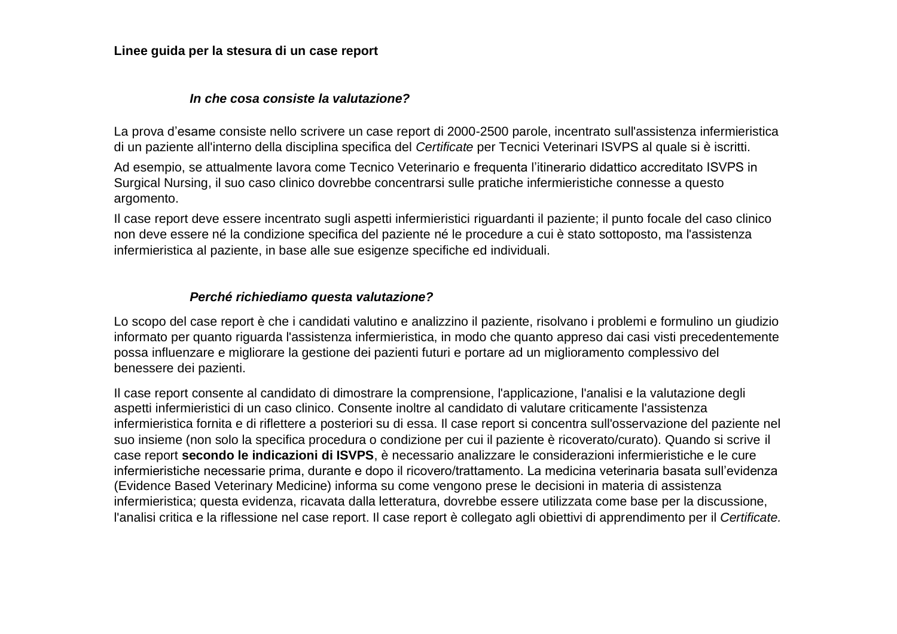**Linee guida per la stesura di un case report**

### *In che cosa consiste la valutazione?*

La prova d'esame consiste nello scrivere un case report di 2000-2500 parole, incentrato sull'assistenza infermieristica di un paziente all'interno della disciplina specifica del *Certificate* per Tecnici Veterinari ISVPS al quale si è iscritti.

Ad esempio, se attualmente lavora come Tecnico Veterinario e frequenta l'itinerario didattico accreditato ISVPS in Surgical Nursing, il suo caso clinico dovrebbe concentrarsi sulle pratiche infermieristiche connesse a questo argomento.

Il case report deve essere incentrato sugli aspetti infermieristici riguardanti il paziente; il punto focale del caso clinico non deve essere né la condizione specifica del paziente né le procedure a cui è stato sottoposto, ma l'assistenza infermieristica al paziente, in base alle sue esigenze specifiche ed individuali.

### *Perché richiediamo questa valutazione?*

Lo scopo del case report è che i candidati valutino e analizzino il paziente, risolvano i problemi e formulino un giudizio informato per quanto riguarda l'assistenza infermieristica, in modo che quanto appreso dai casi visti precedentemente possa influenzare e migliorare la gestione dei pazienti futuri e portare ad un miglioramento complessivo del benessere dei pazienti.

Il case report consente al candidato di dimostrare la comprensione, l'applicazione, l'analisi e la valutazione degli aspetti infermieristici di un caso clinico. Consente inoltre al candidato di valutare criticamente l'assistenza infermieristica fornita e di riflettere a posteriori su di essa. Il case report si concentra sull'osservazione del paziente nel suo insieme (non solo la specifica procedura o condizione per cui il paziente è ricoverato/curato). Quando si scrive il case report **secondo le indicazioni di ISVPS**, è necessario analizzare le considerazioni infermieristiche e le cure infermieristiche necessarie prima, durante e dopo il ricovero/trattamento. La medicina veterinaria basata sull'evidenza (Evidence Based Veterinary Medicine) informa su come vengono prese le decisioni in materia di assistenza infermieristica; questa evidenza, ricavata dalla letteratura, dovrebbe essere utilizzata come base per la discussione, l'analisi critica e la riflessione nel case report. Il case report è collegato agli obiettivi di apprendimento per il *Certificate.*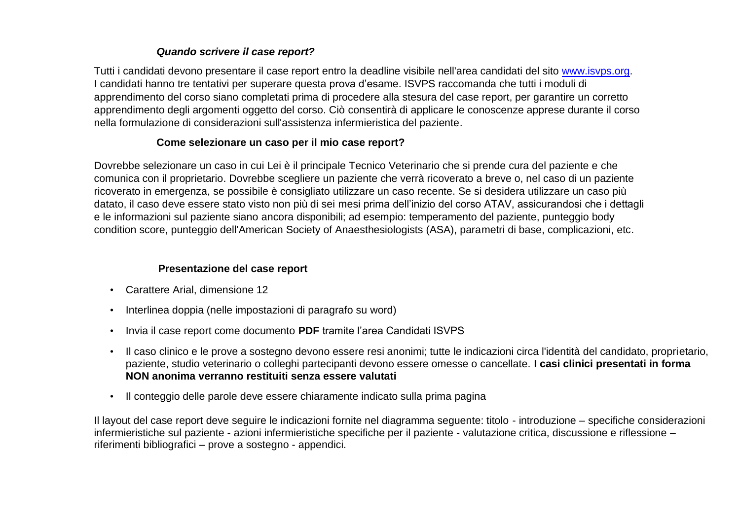### ***Quando scrivere il case report?***

Tutti i candidati devono presentare il case report entro la deadline visibile nell'area candidati del sito www.isvps.org. I candidati hanno tre tentativi per superare questa prova d'esame. ISVPS raccomanda che tutti i moduli di apprendimento del corso siano completati prima di procedere alla stesura del case report, per garantire un corretto apprendimento degli argomenti oggetto del corso. Ciò consentirà di applicare le conoscenze apprese durante il corso nella formulazione di considerazioni sull'assistenza infermieristica del paziente.

### **Come selezionare un caso per il mio case report?**

Dovrebbe selezionare un caso in cui Lei è il principale Tecnico Veterinario che si prende cura del paziente e che comunica con il proprietario. Dovrebbe scegliere un paziente che verrà ricoverato a breve o, nel caso di un paziente ricoverato in emergenza, se possibile è consigliato utilizzare un caso recente. Se si desidera utilizzare un caso più datato, il caso deve essere stato visto non più di sei mesi prima dell'inizio del corso ATAV, assicurandosi che i dettagli e le informazioni sul paziente siano ancora disponibili; ad esempio: temperamento del paziente, punteggio body condition score, punteggio dell'American Society of Anaesthesiologists (ASA), parametri di base, complicazioni, etc.

### **Presentazione del case report**

- Carattere Arial, dimensione 12
- Interlinea doppia (nelle impostazioni di paragrafo su word)
- Invia il case report come documento **PDF** tramite l'area Candidati ISVPS
- Il caso clinico e le prove a sostegno devono essere resi anonimi; tutte le indicazioni circa l'identità del candidato, proprietario, paziente, studio veterinario o colleghi partecipanti devono essere omesse o cancellate. **I casi clinici presentati in forma NON anonima verranno restituiti senza essere valutati**
- Il conteggio delle parole deve essere chiaramente indicato sulla prima pagina

Il layout del case report deve seguire le indicazioni fornite nel diagramma seguente: titolo - introduzione – specifiche considerazioni infermieristiche sul paziente - azioni infermieristiche specifiche per il paziente - valutazione critica, discussione e riflessione – riferimenti bibliografici – prove a sostegno - appendici.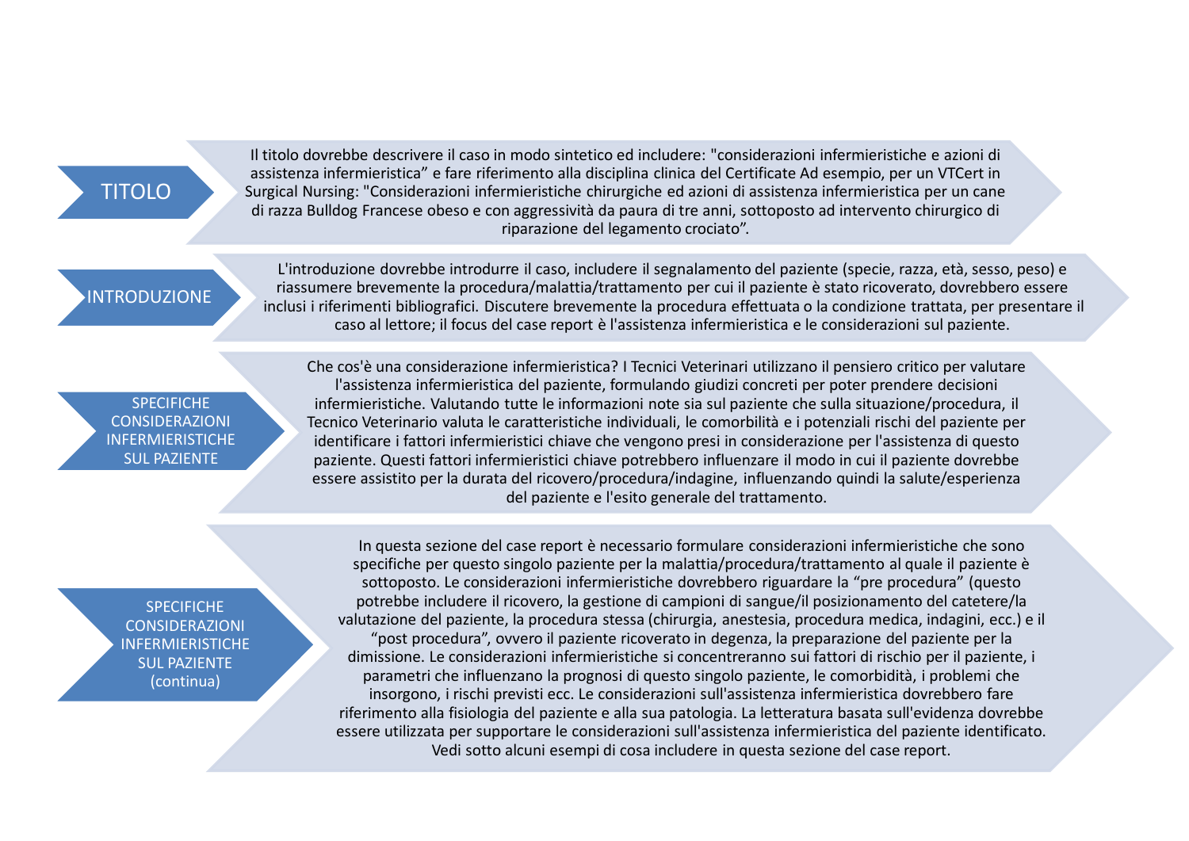## TITOLO

Il titolo dovrebbe descrivere il caso in modo sintetico ed includere: "considerazioni infermieristiche e azioni di assistenza infermieristica" e fare riferimento alla disciplina clinica del Certificate Ad esempio, per un VTCert in Surgical Nursing: "Considerazioni infermieristiche chirurgiche ed azioni di assistenza infermieristica per un cane di razza Bulldog Francese obeso e con aggressività da paura di tre anni, sottoposto ad intervento chirurgico di riparazione del legamento crociato".

## INTRODUZIONE

L'introduzione dovrebbe introdurre il caso, includere il segnalamento del paziente (specie, razza, età, sesso, peso) e riassumere brevemente la procedura/malattia/trattamento per cui il paziente è stato ricoverato, dovrebbero essere inclusi i riferimenti bibliografici. Discutere brevemente la procedura effettuata o la condizione trattata, per presentare il caso al lettore; il focus del case report è l'assistenza infermieristica e le considerazioni sul paziente.

## SPECIFICHE CONSIDERAZIONI INFERMIERISTICHE SUL PAZIENTE

Che cos'è una considerazione infermieristica? I Tecnici Veterinari utilizzano il pensiero critico per valutare l'assistenza infermieristica del paziente, formulando giudizi concreti per poter prendere decisioni infermieristiche. Valutando tutte le informazioni note sia sul paziente che sulla situazione/procedura, il Tecnico Veterinario valuta le caratteristiche individuali, le comorbilità e i potenziali rischi del paziente per identificare i fattori infermieristici chiave che vengono presi in considerazione per l'assistenza di questo paziente. Questi fattori infermieristici chiave potrebbero influenzare il modo in cui il paziente dovrebbe essere assistito per la durata del ricovero/procedura/indagine, influenzando quindi la salute/esperienza del paziente e l'esito generale del trattamento.

## SPECIFICHE CONSIDERAZIONI INFERMIERISTICHE SUL PAZIENTE (continua)

In questa sezione del case report è necessario formulare considerazioni infermieristiche che sono specifiche per questo singolo paziente per la malattia/procedura/trattamento al quale il paziente è sottoposto. Le considerazioni infermieristiche dovrebbero riguardare la "pre procedura" (questo potrebbe includere il ricovero, la gestione di campioni di sangue/il posizionamento del catetere/la valutazione del paziente, la procedura stessa (chirurgia, anestesia, procedura medica, indagini, ecc.) e il "post procedura", ovvero il paziente ricoverato in degenza, la preparazione del paziente per la dimissione. Le considerazioni infermieristiche si concentreranno sui fattori di rischio per il paziente, i parametri che influenzano la prognosi di questo singolo paziente, le comorbidità, i problemi che insorgono, i rischi previsti ecc. Le considerazioni sull'assistenza infermieristica dovrebbero fare riferimento alla fisiologia del paziente e alla sua patologia. La letteratura basata sull'evidenza dovrebbe essere utilizzata per supportare le considerazioni sull'assistenza infermieristica del paziente identificato. Vedi sotto alcuni esempi di cosa includere in questa sezione del case report.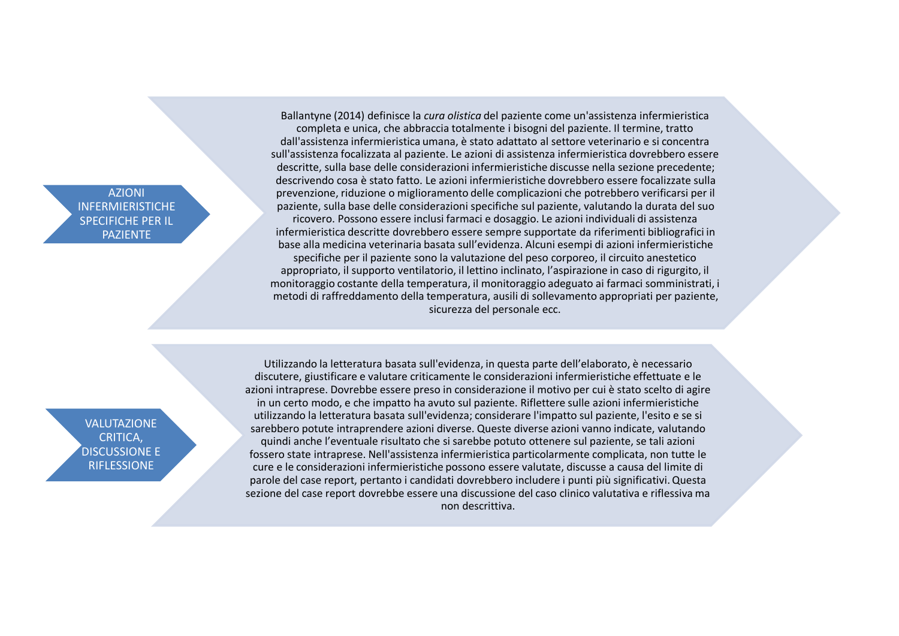## AZIONI INFERMIERISTICHE SPECIFICHE PER IL PAZIENTE

Ballantyne (2014) definisce la *cura olistica* del paziente come un'assistenza infermieristica completa e unica, che abbraccia totalmente i bisogni del paziente. Il termine, tratto dall'assistenza infermieristica umana, è stato adattato al settore veterinario e si concentra sull'assistenza focalizzata al paziente. Le azioni di assistenza infermieristica dovrebbero essere descritte, sulla base delle considerazioni infermieristiche discusse nella sezione precedente; descrivendo cosa è stato fatto. Le azioni infermieristiche dovrebbero essere focalizzate sulla prevenzione, riduzione o miglioramento delle complicazioni che potrebbero verificarsi per il paziente, sulla base delle considerazioni specifiche sul paziente, valutando la durata del suo ricovero. Possono essere inclusi farmaci e dosaggio. Le azioni individuali di assistenza infermieristica descritte dovrebbero essere sempre supportate da riferimenti bibliografici in base alla medicina veterinaria basata sull'evidenza. Alcuni esempi di azioni infermieristiche specifiche per il paziente sono la valutazione del peso corporeo, il circuito anestetico appropriato, il supporto ventilatorio, il lettino inclinato, l'aspirazione in caso di rigurgito, il monitoraggio costante della temperatura, il monitoraggio adeguato ai farmaci somministrati, i metodi di raffreddamento della temperatura, ausili di sollevamento appropriati per paziente, sicurezza del personale ecc.

## VALUTAZIONE CRITICA, DISCUSSIONE E RIFLESSIONE

Utilizzando la letteratura basata sull'evidenza, in questa parte dell'elaborato, è necessario discutere, giustificare e valutare criticamente le considerazioni infermieristiche effettuate e le azioni intraprese. Dovrebbe essere preso in considerazione il motivo per cui è stato scelto di agire in un certo modo, e che impatto ha avuto sul paziente. Riflettere sulle azioni infermieristiche utilizzando la letteratura basata sull'evidenza; considerare l'impatto sul paziente, l'esito e se si sarebbero potute intraprendere azioni diverse. Queste diverse azioni vanno indicate, valutando quindi anche l'eventuale risultato che si sarebbe potuto ottenere sul paziente, se tali azioni fossero state intraprese. Nell'assistenza infermieristica particolarmente complicata, non tutte le cure e le considerazioni infermieristiche possono essere valutate, discusse a causa del limite di parole del case report, pertanto i candidati dovrebbero includere i punti più significativi. Questa sezione del case report dovrebbe essere una discussione del caso clinico valutativa e riflessiva ma non descrittiva.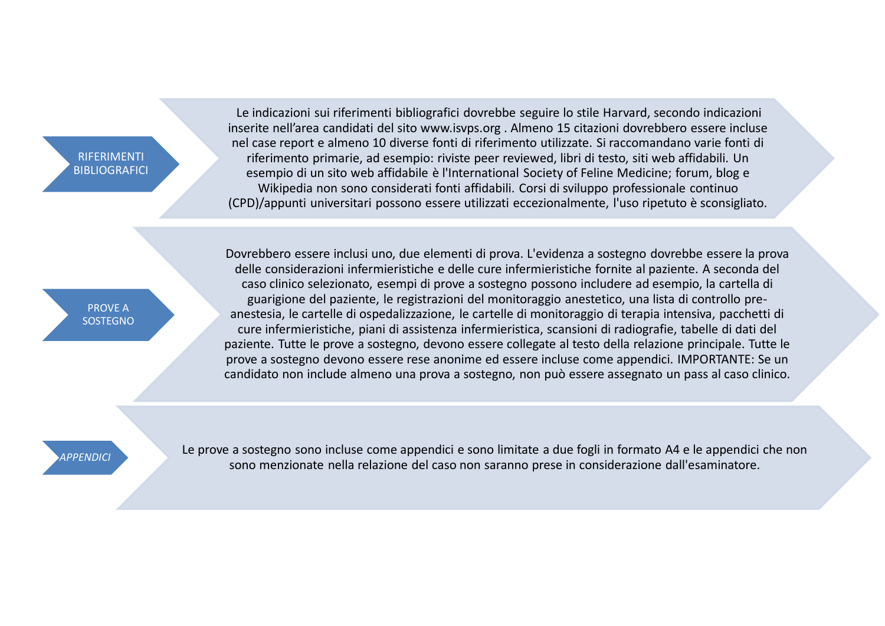## RIFERIMENTI BIBLIOGRAFICI

Le indicazioni sui riferimenti bibliografici dovrebbe seguire lo stile Harvard, secondo indicazioni inserite nell'area candidati del sito www.isvps.org . Almeno 15 citazioni dovrebbero essere incluse nel case report e almeno 10 diverse fonti di riferimento utilizzate. Si raccomandano varie fonti di riferimento primarie, ad esempio: riviste peer reviewed, libri di testo, siti web affidabili. Un esempio di un sito web affidabile è l'International Society of Feline Medicine; forum, blog e Wikipedia non sono considerati fonti affidabili. Corsi di sviluppo professionale continuo (CPD)/appunti universitari possono essere utilizzati eccezionalmente, l'uso ripetuto è sconsigliato.

## PROVE A SOSTEGNO

Dovrebbero essere inclusi uno, due elementi di prova. L'evidenza a sostegno dovrebbe essere la prova delle considerazioni infermieristiche e delle cure infermieristiche fornite al paziente. A seconda del caso clinico selezionato, esempi di prove a sostegno possono includere ad esempio, la cartella di guarigione del paziente, le registrazioni del monitoraggio anestetico, una lista di controllo pre-anestesia, le cartelle di ospedalizzazione, le cartelle di monitoraggio di terapia intensiva, pacchetti di cure infermieristiche, piani di assistenza infermieristica, scansioni di radiografie, tabelle di dati del paziente. Tutte le prove a sostegno, devono essere collegate al testo della relazione principale. Tutte le prove a sostegno devono essere rese anonime ed essere incluse come appendici. IMPORTANTE: Se un candidato non include almeno una prova a sostegno, non può essere assegnato un pass al caso clinico.

## *APPENDICI*

Le prove a sostegno sono incluse come appendici e sono limitate a due fogli in formato A4 e le appendici che non sono menzionate nella relazione del caso non saranno prese in considerazione dall'esaminatore.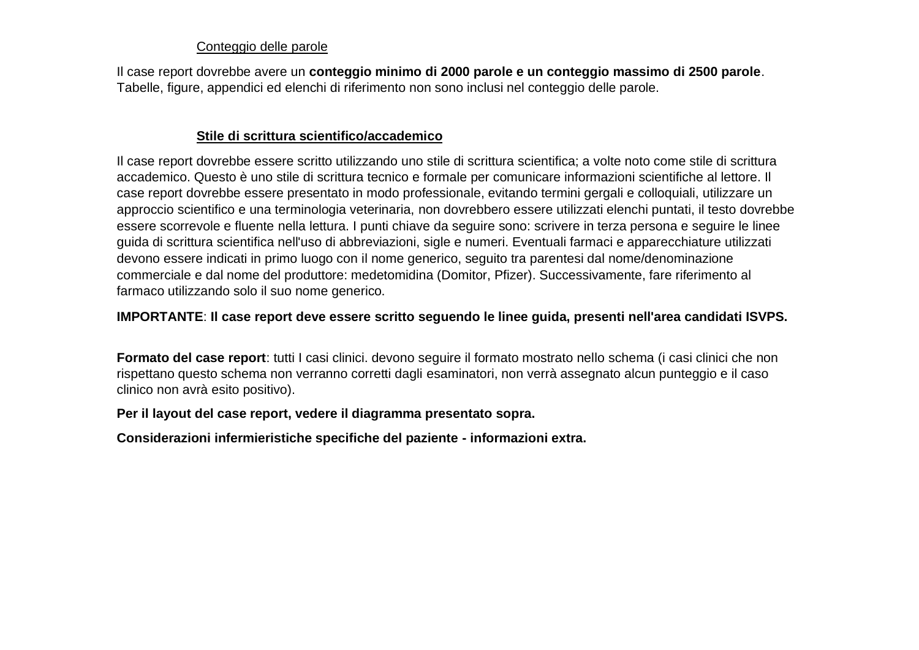## Conteggio delle parole

Il case report dovrebbe avere un **conteggio minimo di 2000 parole e un conteggio massimo di 2500 parole**. Tabelle, figure, appendici ed elenchi di riferimento non sono inclusi nel conteggio delle parole.

## Stile di scrittura scientifico/accademico

Il case report dovrebbe essere scritto utilizzando uno stile di scrittura scientifica; a volte noto come stile di scrittura accademico. Questo è uno stile di scrittura tecnico e formale per comunicare informazioni scientifiche al lettore. Il case report dovrebbe essere presentato in modo professionale, evitando termini gergali e colloquiali, utilizzare un approccio scientifico e una terminologia veterinaria, non dovrebbero essere utilizzati elenchi puntati, il testo dovrebbe essere scorrevole e fluente nella lettura. I punti chiave da seguire sono: scrivere in terza persona e seguire le linee guida di scrittura scientifica nell'uso di abbreviazioni, sigle e numeri. Eventuali farmaci e apparecchiature utilizzati devono essere indicati in primo luogo con il nome generico, seguito tra parentesi dal nome/denominazione commerciale e dal nome del produttore: medetomidina (Domitor, Pfizer). Successivamente, fare riferimento al farmaco utilizzando solo il suo nome generico.

**IMPORTANTE**: **Il case report deve essere scritto seguendo le linee guida, presenti nell'area candidati ISVPS.**

**Formato del case report**: tutti I casi clinici. devono seguire il formato mostrato nello schema (i casi clinici che non rispettano questo schema non verranno corretti dagli esaminatori, non verrà assegnato alcun punteggio e il caso clinico non avrà esito positivo).

**Per il layout del case report, vedere il diagramma presentato sopra.**

**Considerazioni infermieristiche specifiche del paziente - informazioni extra.**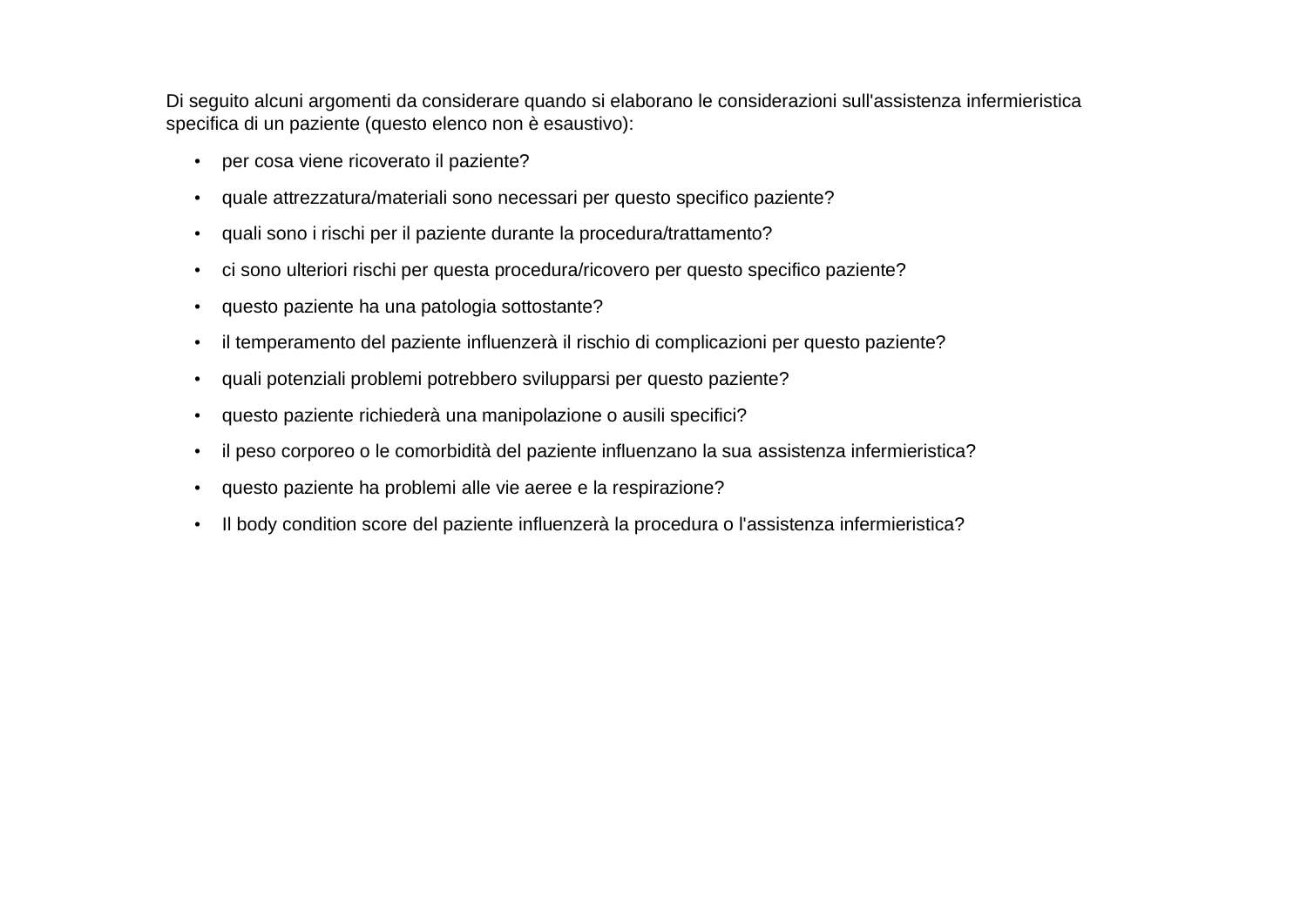Di seguito alcuni argomenti da considerare quando si elaborano le considerazioni sull'assistenza infermieristica specifica di un paziente (questo elenco non è esaustivo):

- per cosa viene ricoverato il paziente?
- quale attrezzatura/materiali sono necessari per questo specifico paziente?
- quali sono i rischi per il paziente durante la procedura/trattamento?
- ci sono ulteriori rischi per questa procedura/ricovero per questo specifico paziente?
- questo paziente ha una patologia sottostante?
- il temperamento del paziente influenzerà il rischio di complicazioni per questo paziente?
- quali potenziali problemi potrebbero svilupparsi per questo paziente?
- questo paziente richiederà una manipolazione o ausili specifici?
- il peso corporeo o le comorbidità del paziente influenzano la sua assistenza infermieristica?
- questo paziente ha problemi alle vie aeree e la respirazione?
- Il body condition score del paziente influenzerà la procedura o l'assistenza infermieristica?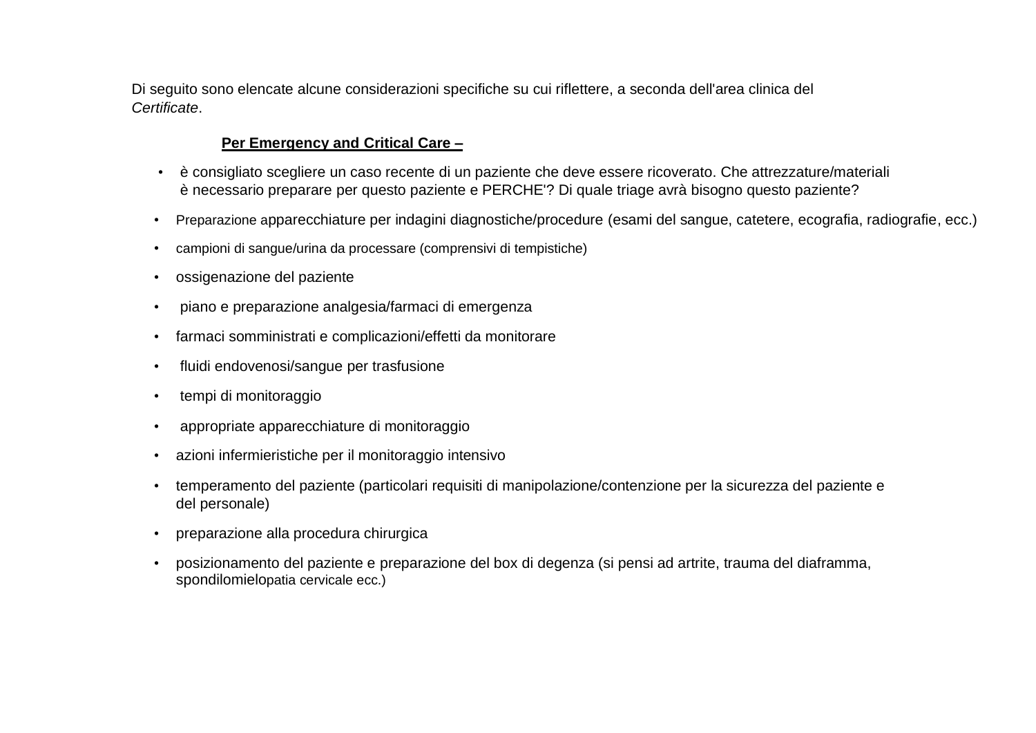Di seguito sono elencate alcune considerazioni specifiche su cui riflettere, a seconda dell'area clinica del *Certificate*.

**Per Emergency and Critical Care –**

- è consigliato scegliere un caso recente di un paziente che deve essere ricoverato. Che attrezzature/materiali è necessario preparare per questo paziente e PERCHE'? Di quale triage avrà bisogno questo paziente?
- Preparazione apparecchiature per indagini diagnostiche/procedure (esami del sangue, catetere, ecografia, radiografie, ecc.)
- campioni di sangue/urina da processare (comprensivi di tempistiche)
- ossigenazione del paziente
- piano e preparazione analgesia/farmaci di emergenza
- farmaci somministrati e complicazioni/effetti da monitorare
- fluidi endovenosi/sangue per trasfusione
- tempi di monitoraggio
- appropriate apparecchiature di monitoraggio
- azioni infermieristiche per il monitoraggio intensivo
- temperamento del paziente (particolari requisiti di manipolazione/contenzione per la sicurezza del paziente e del personale)
- preparazione alla procedura chirurgica
- posizionamento del paziente e preparazione del box di degenza (si pensi ad artrite, trauma del diaframma, spondilomielopatia cervicale ecc.)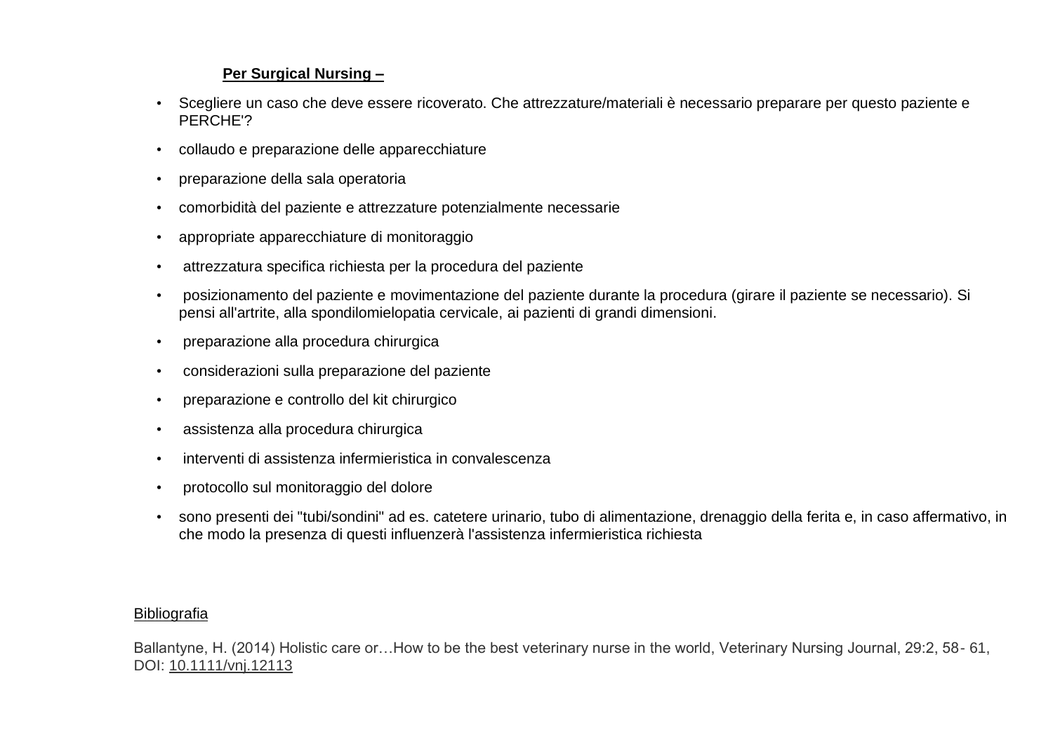**Per Surgical Nursing –**

- Scegliere un caso che deve essere ricoverato. Che attrezzature/materiali è necessario preparare per questo paziente e PERCHE'?
- collaudo e preparazione delle apparecchiature
- preparazione della sala operatoria
- comorbidità del paziente e attrezzature potenzialmente necessarie
- appropriate apparecchiature di monitoraggio
- attrezzatura specifica richiesta per la procedura del paziente
- posizionamento del paziente e movimentazione del paziente durante la procedura (girare il paziente se necessario). Si pensi all'artrite, alla spondilomielopatia cervicale, ai pazienti di grandi dimensioni.
- preparazione alla procedura chirurgica
- considerazioni sulla preparazione del paziente
- preparazione e controllo del kit chirurgico
- assistenza alla procedura chirurgica
- interventi di assistenza infermieristica in convalescenza
- protocollo sul monitoraggio del dolore
- sono presenti dei "tubi/sondini" ad es. catetere urinario, tubo di alimentazione, drenaggio della ferita e, in caso affermativo, in che modo la presenza di questi influenzerà l'assistenza infermieristica richiesta

Bibliografia

Ballantyne, H. (2014) Holistic care or…How to be the best veterinary nurse in the world, Veterinary Nursing Journal, 29:2, 58- 61, DOI: 10.1111/vnj.12113